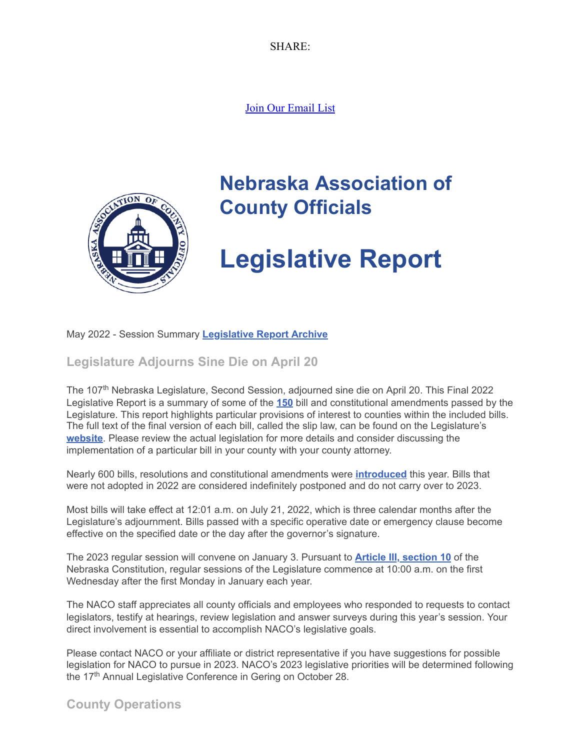SHARE:

Join Our Email List

# Nebraska Association of County Officials

# Legislative Report

May 2022 - Session Summary **Legislative Report Archive**

## Legislature Adjourns Sine Die on April 20

The 107th Nebraska Legislature, Second Session, adjourned sine die on April 20. This Final 2022 Legislative Report is a summary of some of the **150** bill and constitutional amendments passed by the Legislature. This report highlights particular provisions of interest to counties within the included bills. The full text of the final version of each bill, called the slip law, can be found on the Legislature's **website**. Please review the actual legislation for more details and consider discussing the implementation of a particular bill in your county with your county attorney.

Nearly 600 bills, resolutions and constitutional amendments were **introduced** this year. Bills that were not adopted in 2022 are considered indefinitely postponed and do not carry over to 2023.

Most bills will take effect at 12:01 a.m. on July 21, 2022, which is three calendar months after the Legislature's adjournment. Bills passed with a specific operative date or emergency clause become effective on the specified date or the day after the governor's signature.

The 2023 regular session will convene on January 3. Pursuant to **Article III, section 10** of the Nebraska Constitution, regular sessions of the Legislature commence at 10:00 a.m. on the first Wednesday after the first Monday in January each year.

The NACO staff appreciates all county officials and employees who responded to requests to contact legislators, testify at hearings, review legislation and answer surveys during this year's session. Your direct involvement is essential to accomplish NACO's legislative goals.

Please contact NACO or your affiliate or district representative if you have suggestions for possible legislation for NACO to pursue in 2023. NACO's 2023 legislative priorities will be determined following the 17th Annual Legislative Conference in Gering on October 28.

## County Operations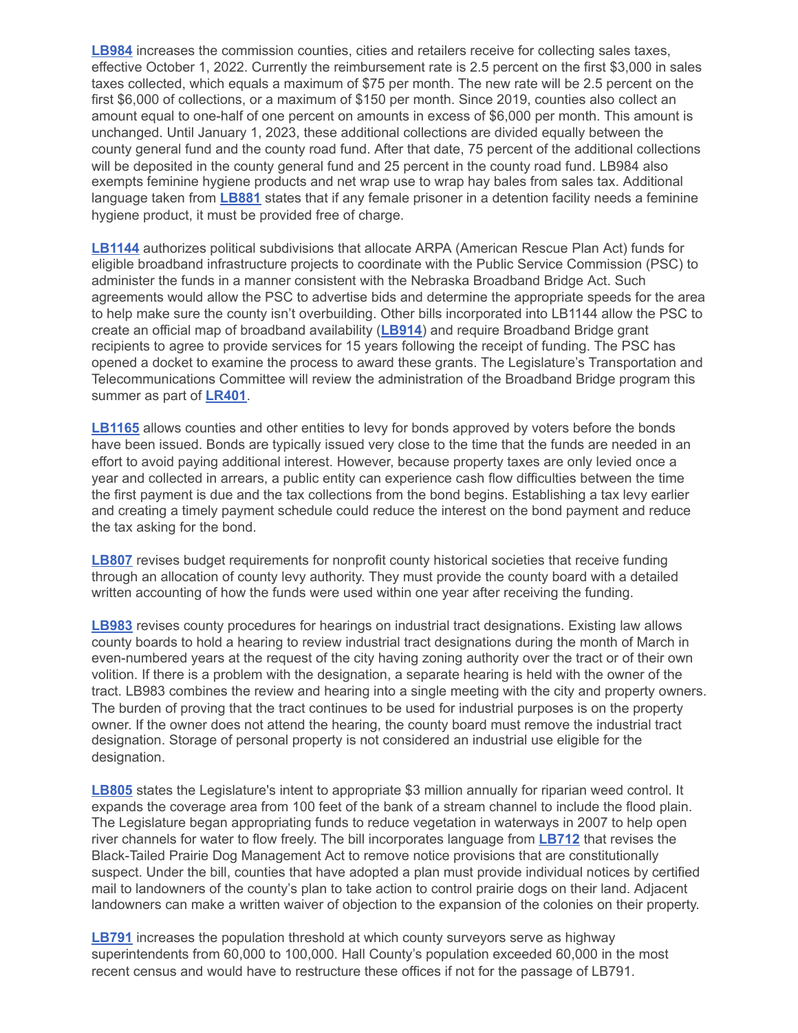**LB984** increases the commission counties, cities and retailers receive for collecting sales taxes, effective October 1, 2022. Currently the reimbursement rate is 2.5 percent on the first $3,000 in sales taxes collected, which equals a maximum of $75 per month. The new rate will be 2.5 percent on the first $6,000 of collections, or a maximum of $150 per month. Since 2019, counties also collect an amount equal to one-half of one percent on amounts in excess of $6,000 per month. This amount is unchanged. Until January 1, 2023, these additional collections are divided equally between the county general fund and the county road fund. After that date, 75 percent of the additional collections will be deposited in the county general fund and 25 percent in the county road fund. LB984 also exempts feminine hygiene products and net wrap use to wrap hay bales from sales tax. Additional language taken from **LB881** states that if any female prisoner in a detention facility needs a feminine hygiene product, it must be provided free of charge.

**LB1144** authorizes political subdivisions that allocate ARPA (American Rescue Plan Act) funds for eligible broadband infrastructure projects to coordinate with the Public Service Commission (PSC) to administer the funds in a manner consistent with the Nebraska Broadband Bridge Act. Such agreements would allow the PSC to advertise bids and determine the appropriate speeds for the area to help make sure the county isn't overbuilding. Other bills incorporated into LB1144 allow the PSC to create an official map of broadband availability (**LB914**) and require Broadband Bridge grant recipients to agree to provide services for 15 years following the receipt of funding. The PSC has opened a docket to examine the process to award these grants. The Legislature's Transportation and Telecommunications Committee will review the administration of the Broadband Bridge program this summer as part of **LR401**.

**LB1165** allows counties and other entities to levy for bonds approved by voters before the bonds have been issued. Bonds are typically issued very close to the time that the funds are needed in an effort to avoid paying additional interest. However, because property taxes are only levied once a year and collected in arrears, a public entity can experience cash flow difficulties between the time the first payment is due and the tax collections from the bond begins. Establishing a tax levy earlier and creating a timely payment schedule could reduce the interest on the bond payment and reduce the tax asking for the bond.

**LB807** revises budget requirements for nonprofit county historical societies that receive funding through an allocation of county levy authority. They must provide the county board with a detailed written accounting of how the funds were used within one year after receiving the funding.

**LB983** revises county procedures for hearings on industrial tract designations. Existing law allows county boards to hold a hearing to review industrial tract designations during the month of March in even-numbered years at the request of the city having zoning authority over the tract or of their own volition. If there is a problem with the designation, a separate hearing is held with the owner of the tract. LB983 combines the review and hearing into a single meeting with the city and property owners. The burden of proving that the tract continues to be used for industrial purposes is on the property owner. If the owner does not attend the hearing, the county board must remove the industrial tract designation. Storage of personal property is not considered an industrial use eligible for the designation.

**LB805** states the Legislature's intent to appropriate $3 million annually for riparian weed control. It expands the coverage area from 100 feet of the bank of a stream channel to include the flood plain. The Legislature began appropriating funds to reduce vegetation in waterways in 2007 to help open river channels for water to flow freely. The bill incorporates language from **LB712** that revises the Black-Tailed Prairie Dog Management Act to remove notice provisions that are constitutionally suspect. Under the bill, counties that have adopted a plan must provide individual notices by certified mail to landowners of the county's plan to take action to control prairie dogs on their land. Adjacent landowners can make a written waiver of objection to the expansion of the colonies on their property.

**LB791** increases the population threshold at which county surveyors serve as highway superintendents from 60,000 to 100,000. Hall County's population exceeded 60,000 in the most recent census and would have to restructure these offices if not for the passage of LB791.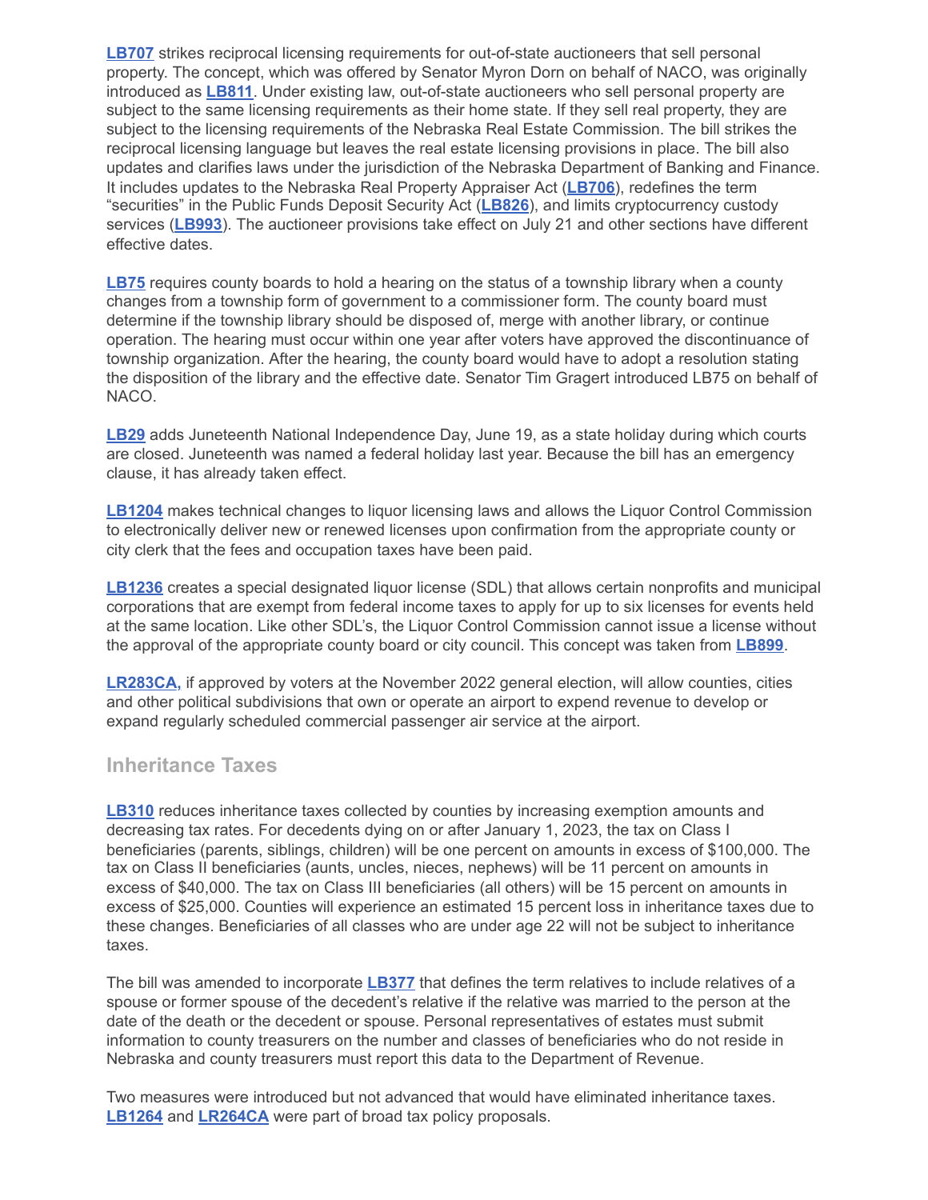**LB707** strikes reciprocal licensing requirements for out-of-state auctioneers that sell personal property. The concept, which was offered by Senator Myron Dorn on behalf of NACO, was originally introduced as **LB811**. Under existing law, out-of-state auctioneers who sell personal property are subject to the same licensing requirements as their home state. If they sell real property, they are subject to the licensing requirements of the Nebraska Real Estate Commission. The bill strikes the reciprocal licensing language but leaves the real estate licensing provisions in place. The bill also updates and clarifies laws under the jurisdiction of the Nebraska Department of Banking and Finance. It includes updates to the Nebraska Real Property Appraiser Act (**LB706**), redefines the term "securities" in the Public Funds Deposit Security Act (**LB826**), and limits cryptocurrency custody services (**LB993**). The auctioneer provisions take effect on July 21 and other sections have different effective dates.

**LB75** requires county boards to hold a hearing on the status of a township library when a county changes from a township form of government to a commissioner form. The county board must determine if the township library should be disposed of, merge with another library, or continue operation. The hearing must occur within one year after voters have approved the discontinuance of township organization. After the hearing, the county board would have to adopt a resolution stating the disposition of the library and the effective date. Senator Tim Gragert introduced LB75 on behalf of NACO.

**LB29** adds Juneteenth National Independence Day, June 19, as a state holiday during which courts are closed. Juneteenth was named a federal holiday last year. Because the bill has an emergency clause, it has already taken effect.

**LB1204** makes technical changes to liquor licensing laws and allows the Liquor Control Commission to electronically deliver new or renewed licenses upon confirmation from the appropriate county or city clerk that the fees and occupation taxes have been paid.

**LB1236** creates a special designated liquor license (SDL) that allows certain nonprofits and municipal corporations that are exempt from federal income taxes to apply for up to six licenses for events held at the same location. Like other SDL's, the Liquor Control Commission cannot issue a license without the approval of the appropriate county board or city council. This concept was taken from **LB899**.

**LR283CA,** if approved by voters at the November 2022 general election, will allow counties, cities and other political subdivisions that own or operate an airport to expend revenue to develop or expand regularly scheduled commercial passenger air service at the airport.

## Inheritance Taxes

**LB310** reduces inheritance taxes collected by counties by increasing exemption amounts and decreasing tax rates. For decedents dying on or after January 1, 2023, the tax on Class I beneficiaries (parents, siblings, children) will be one percent on amounts in excess of $100,000. The tax on Class II beneficiaries (aunts, uncles, nieces, nephews) will be 11 percent on amounts in excess of $40,000. The tax on Class III beneficiaries (all others) will be 15 percent on amounts in excess of $25,000. Counties will experience an estimated 15 percent loss in inheritance taxes due to these changes. Beneficiaries of all classes who are under age 22 will not be subject to inheritance taxes.

The bill was amended to incorporate **LB377** that defines the term relatives to include relatives of a spouse or former spouse of the decedent's relative if the relative was married to the person at the date of the death or the decedent or spouse. Personal representatives of estates must submit information to county treasurers on the number and classes of beneficiaries who do not reside in Nebraska and county treasurers must report this data to the Department of Revenue.

Two measures were introduced but not advanced that would have eliminated inheritance taxes. **LB1264** and **LR264CA** were part of broad tax policy proposals.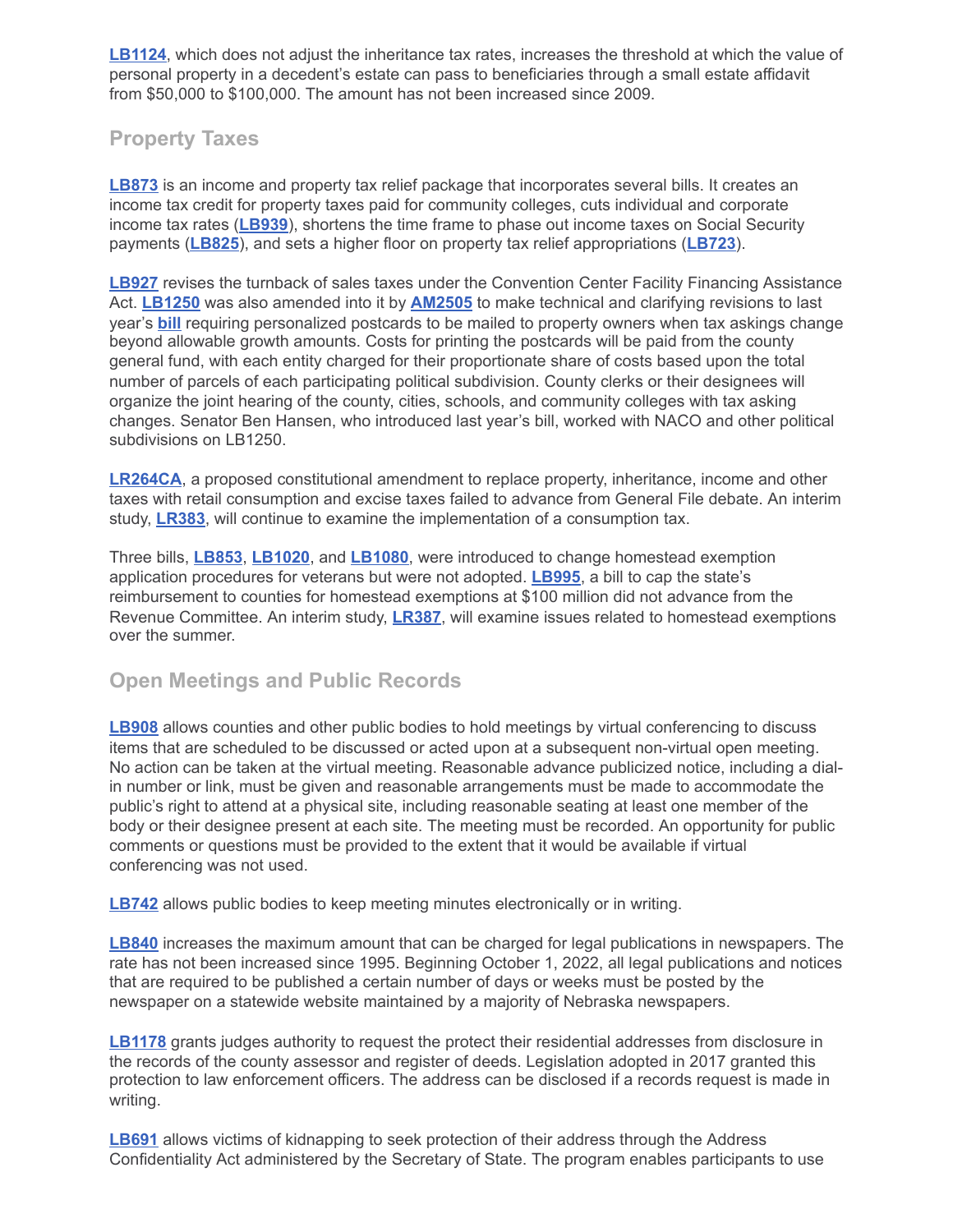**LB1124**, which does not adjust the inheritance tax rates, increases the threshold at which the value of personal property in a decedent's estate can pass to beneficiaries through a small estate affidavit from $50,000 to $100,000. The amount has not been increased since 2009.

## Property Taxes

**LB873** is an income and property tax relief package that incorporates several bills. It creates an income tax credit for property taxes paid for community colleges, cuts individual and corporate income tax rates (**LB939**), shortens the time frame to phase out income taxes on Social Security payments (**LB825**), and sets a higher floor on property tax relief appropriations (**LB723**).

**LB927** revises the turnback of sales taxes under the Convention Center Facility Financing Assistance Act. **LB1250** was also amended into it by **AM2505** to make technical and clarifying revisions to last year's **bill** requiring personalized postcards to be mailed to property owners when tax askings change beyond allowable growth amounts. Costs for printing the postcards will be paid from the county general fund, with each entity charged for their proportionate share of costs based upon the total number of parcels of each participating political subdivision. County clerks or their designees will organize the joint hearing of the county, cities, schools, and community colleges with tax asking changes. Senator Ben Hansen, who introduced last year's bill, worked with NACO and other political subdivisions on LB1250.

**LR264CA**, a proposed constitutional amendment to replace property, inheritance, income and other taxes with retail consumption and excise taxes failed to advance from General File debate. An interim study, **LR383**, will continue to examine the implementation of a consumption tax.

Three bills, **LB853**, **LB1020**, and **LB1080**, were introduced to change homestead exemption application procedures for veterans but were not adopted. **LB995**, a bill to cap the state's reimbursement to counties for homestead exemptions at $100 million did not advance from the Revenue Committee. An interim study, **LR387**, will examine issues related to homestead exemptions over the summer.

## Open Meetings and Public Records

**LB908** allows counties and other public bodies to hold meetings by virtual conferencing to discuss items that are scheduled to be discussed or acted upon at a subsequent non-virtual open meeting. No action can be taken at the virtual meeting. Reasonable advance publicized notice, including a dial-in number or link, must be given and reasonable arrangements must be made to accommodate the public's right to attend at a physical site, including reasonable seating at least one member of the body or their designee present at each site. The meeting must be recorded. An opportunity for public comments or questions must be provided to the extent that it would be available if virtual conferencing was not used.

**LB742** allows public bodies to keep meeting minutes electronically or in writing.

**LB840** increases the maximum amount that can be charged for legal publications in newspapers. The rate has not been increased since 1995. Beginning October 1, 2022, all legal publications and notices that are required to be published a certain number of days or weeks must be posted by the newspaper on a statewide website maintained by a majority of Nebraska newspapers.

**LB1178** grants judges authority to request the protect their residential addresses from disclosure in the records of the county assessor and register of deeds. Legislation adopted in 2017 granted this protection to law enforcement officers. The address can be disclosed if a records request is made in writing.

**LB691** allows victims of kidnapping to seek protection of their address through the Address Confidentiality Act administered by the Secretary of State. The program enables participants to use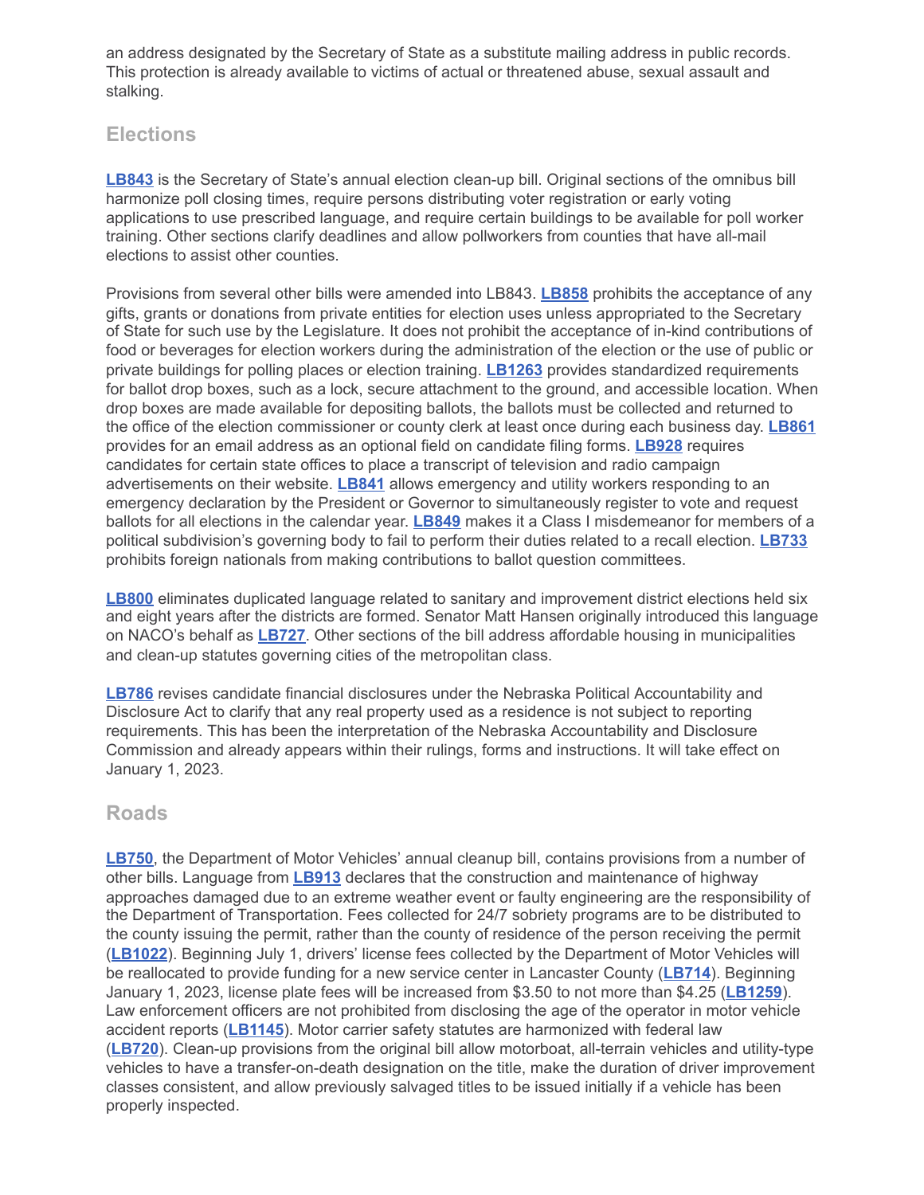an address designated by the Secretary of State as a substitute mailing address in public records. This protection is already available to victims of actual or threatened abuse, sexual assault and stalking.

## Elections

**LB843** is the Secretary of State's annual election clean-up bill. Original sections of the omnibus bill harmonize poll closing times, require persons distributing voter registration or early voting applications to use prescribed language, and require certain buildings to be available for poll worker training. Other sections clarify deadlines and allow pollworkers from counties that have all-mail elections to assist other counties.

Provisions from several other bills were amended into LB843. **LB858** prohibits the acceptance of any gifts, grants or donations from private entities for election uses unless appropriated to the Secretary of State for such use by the Legislature. It does not prohibit the acceptance of in-kind contributions of food or beverages for election workers during the administration of the election or the use of public or private buildings for polling places or election training. **LB1263** provides standardized requirements for ballot drop boxes, such as a lock, secure attachment to the ground, and accessible location. When drop boxes are made available for depositing ballots, the ballots must be collected and returned to the office of the election commissioner or county clerk at least once during each business day. **LB861** provides for an email address as an optional field on candidate filing forms. **LB928** requires candidates for certain state offices to place a transcript of television and radio campaign advertisements on their website. **LB841** allows emergency and utility workers responding to an emergency declaration by the President or Governor to simultaneously register to vote and request ballots for all elections in the calendar year. **LB849** makes it a Class I misdemeanor for members of a political subdivision's governing body to fail to perform their duties related to a recall election. **LB733** prohibits foreign nationals from making contributions to ballot question committees.

**LB800** eliminates duplicated language related to sanitary and improvement district elections held six and eight years after the districts are formed. Senator Matt Hansen originally introduced this language on NACO's behalf as **LB727**. Other sections of the bill address affordable housing in municipalities and clean-up statutes governing cities of the metropolitan class.

**LB786** revises candidate financial disclosures under the Nebraska Political Accountability and Disclosure Act to clarify that any real property used as a residence is not subject to reporting requirements. This has been the interpretation of the Nebraska Accountability and Disclosure Commission and already appears within their rulings, forms and instructions. It will take effect on January 1, 2023.

## Roads

**LB750**, the Department of Motor Vehicles' annual cleanup bill, contains provisions from a number of other bills. Language from **LB913** declares that the construction and maintenance of highway approaches damaged due to an extreme weather event or faulty engineering are the responsibility of the Department of Transportation. Fees collected for 24/7 sobriety programs are to be distributed to the county issuing the permit, rather than the county of residence of the person receiving the permit (**LB1022**). Beginning July 1, drivers' license fees collected by the Department of Motor Vehicles will be reallocated to provide funding for a new service center in Lancaster County (**LB714**). Beginning January 1, 2023, license plate fees will be increased from $3.50 to not more than $4.25 (**LB1259**). Law enforcement officers are not prohibited from disclosing the age of the operator in motor vehicle accident reports (**LB1145**). Motor carrier safety statutes are harmonized with federal law (**LB720**). Clean-up provisions from the original bill allow motorboat, all-terrain vehicles and utility-type vehicles to have a transfer-on-death designation on the title, make the duration of driver improvement classes consistent, and allow previously salvaged titles to be issued initially if a vehicle has been properly inspected.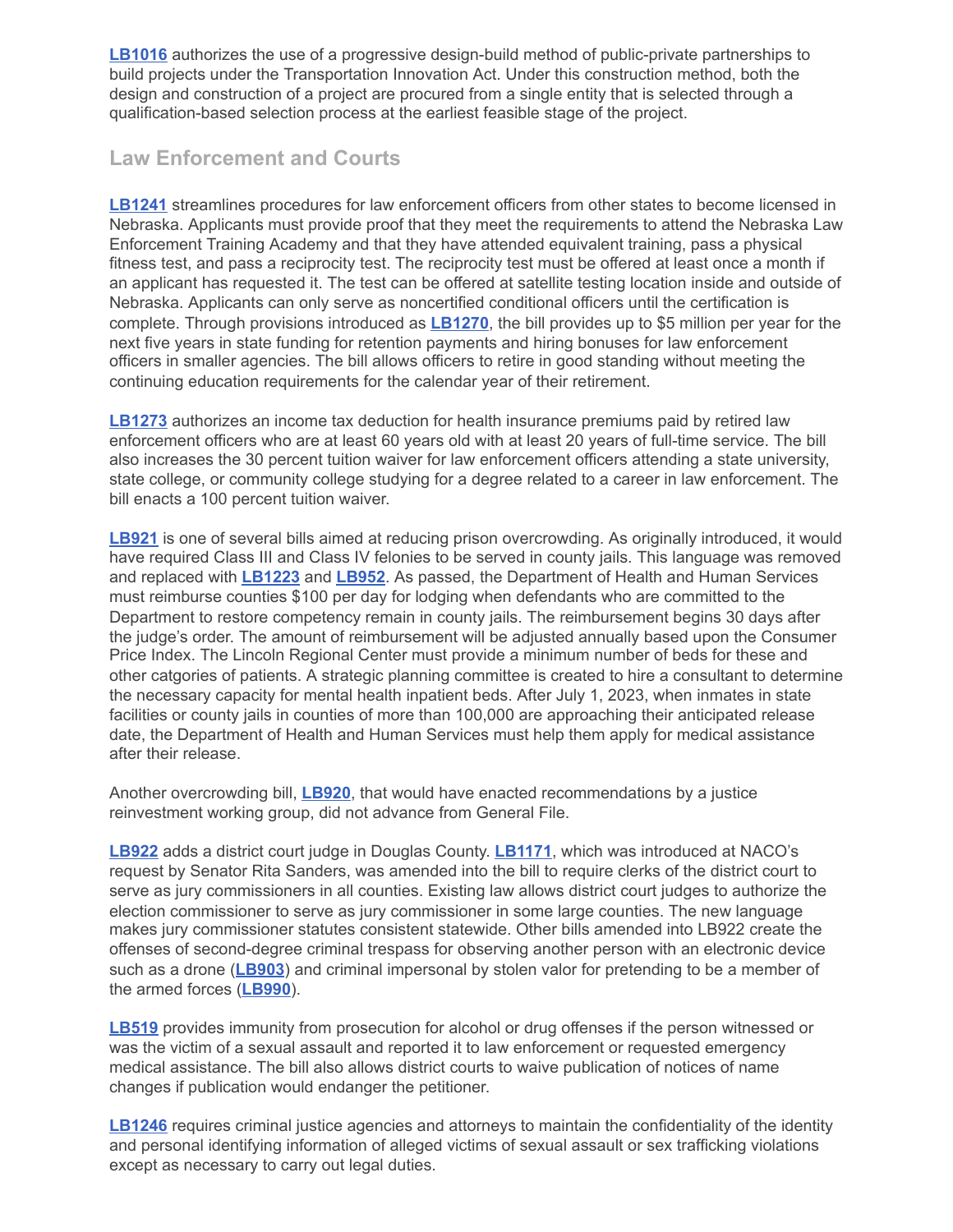**LB1016** authorizes the use of a progressive design-build method of public-private partnerships to build projects under the Transportation Innovation Act. Under this construction method, both the design and construction of a project are procured from a single entity that is selected through a qualification-based selection process at the earliest feasible stage of the project.

## Law Enforcement and Courts

**LB1241** streamlines procedures for law enforcement officers from other states to become licensed in Nebraska. Applicants must provide proof that they meet the requirements to attend the Nebraska Law Enforcement Training Academy and that they have attended equivalent training, pass a physical fitness test, and pass a reciprocity test. The reciprocity test must be offered at least once a month if an applicant has requested it. The test can be offered at satellite testing location inside and outside of Nebraska. Applicants can only serve as noncertified conditional officers until the certification is complete. Through provisions introduced as **LB1270**, the bill provides up to $5 million per year for the next five years in state funding for retention payments and hiring bonuses for law enforcement officers in smaller agencies. The bill allows officers to retire in good standing without meeting the continuing education requirements for the calendar year of their retirement.

**LB1273** authorizes an income tax deduction for health insurance premiums paid by retired law enforcement officers who are at least 60 years old with at least 20 years of full-time service. The bill also increases the 30 percent tuition waiver for law enforcement officers attending a state university, state college, or community college studying for a degree related to a career in law enforcement. The bill enacts a 100 percent tuition waiver.

**LB921** is one of several bills aimed at reducing prison overcrowding. As originally introduced, it would have required Class III and Class IV felonies to be served in county jails. This language was removed and replaced with **LB1223** and **LB952**. As passed, the Department of Health and Human Services must reimburse counties $100 per day for lodging when defendants who are committed to the Department to restore competency remain in county jails. The reimbursement begins 30 days after the judge's order. The amount of reimbursement will be adjusted annually based upon the Consumer Price Index. The Lincoln Regional Center must provide a minimum number of beds for these and other catgories of patients. A strategic planning committee is created to hire a consultant to determine the necessary capacity for mental health inpatient beds. After July 1, 2023, when inmates in state facilities or county jails in counties of more than 100,000 are approaching their anticipated release date, the Department of Health and Human Services must help them apply for medical assistance after their release.

Another overcrowding bill, **LB920**, that would have enacted recommendations by a justice reinvestment working group, did not advance from General File.

**LB922** adds a district court judge in Douglas County. **LB1171**, which was introduced at NACO's request by Senator Rita Sanders, was amended into the bill to require clerks of the district court to serve as jury commissioners in all counties. Existing law allows district court judges to authorize the election commissioner to serve as jury commissioner in some large counties. The new language makes jury commissioner statutes consistent statewide. Other bills amended into LB922 create the offenses of second-degree criminal trespass for observing another person with an electronic device such as a drone (**LB903**) and criminal impersonal by stolen valor for pretending to be a member of the armed forces (**LB990**).

**LB519** provides immunity from prosecution for alcohol or drug offenses if the person witnessed or was the victim of a sexual assault and reported it to law enforcement or requested emergency medical assistance. The bill also allows district courts to waive publication of notices of name changes if publication would endanger the petitioner.

**LB1246** requires criminal justice agencies and attorneys to maintain the confidentiality of the identity and personal identifying information of alleged victims of sexual assault or sex trafficking violations except as necessary to carry out legal duties.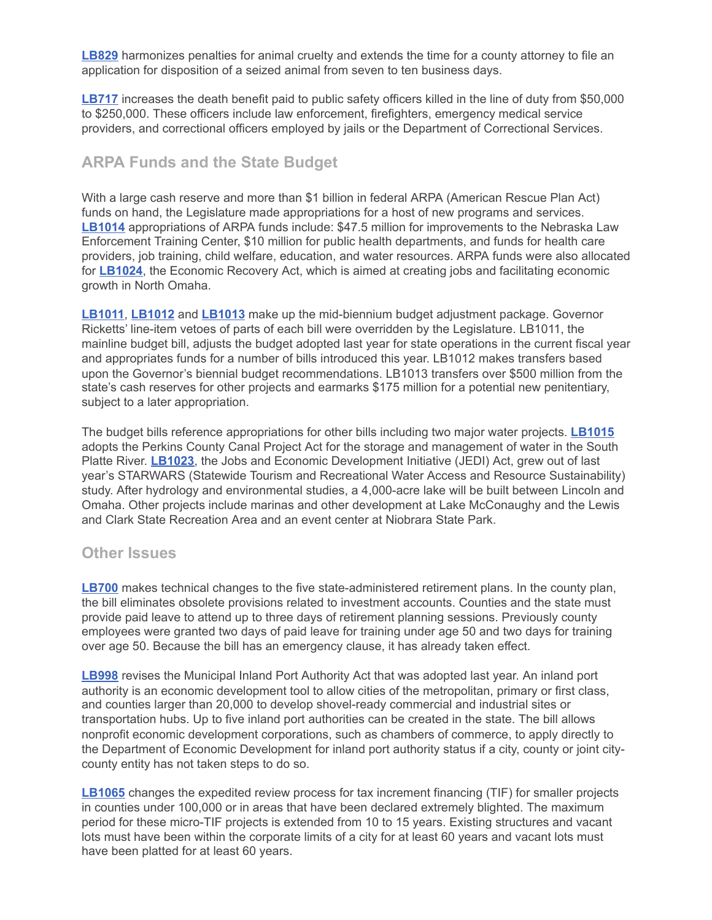**LB829** harmonizes penalties for animal cruelty and extends the time for a county attorney to file an application for disposition of a seized animal from seven to ten business days.

**LB717** increases the death benefit paid to public safety officers killed in the line of duty from $50,000 to $250,000. These officers include law enforcement, firefighters, emergency medical service providers, and correctional officers employed by jails or the Department of Correctional Services.

## ARPA Funds and the State Budget

With a large cash reserve and more than $1 billion in federal ARPA (American Rescue Plan Act) funds on hand, the Legislature made appropriations for a host of new programs and services. **LB1014** appropriations of ARPA funds include: $47.5 million for improvements to the Nebraska Law Enforcement Training Center, $10 million for public health departments, and funds for health care providers, job training, child welfare, education, and water resources. ARPA funds were also allocated for **LB1024**, the Economic Recovery Act, which is aimed at creating jobs and facilitating economic growth in North Omaha.

**LB1011**, **LB1012** and **LB1013** make up the mid-biennium budget adjustment package. Governor Ricketts' line-item vetoes of parts of each bill were overridden by the Legislature. LB1011, the mainline budget bill, adjusts the budget adopted last year for state operations in the current fiscal year and appropriates funds for a number of bills introduced this year. LB1012 makes transfers based upon the Governor's biennial budget recommendations. LB1013 transfers over $500 million from the state's cash reserves for other projects and earmarks $175 million for a potential new penitentiary, subject to a later appropriation.

The budget bills reference appropriations for other bills including two major water projects. **LB1015** adopts the Perkins County Canal Project Act for the storage and management of water in the South Platte River. **LB1023**, the Jobs and Economic Development Initiative (JEDI) Act, grew out of last year's STARWARS (Statewide Tourism and Recreational Water Access and Resource Sustainability) study. After hydrology and environmental studies, a 4,000-acre lake will be built between Lincoln and Omaha. Other projects include marinas and other development at Lake McConaughy and the Lewis and Clark State Recreation Area and an event center at Niobrara State Park.

## Other Issues

**LB700** makes technical changes to the five state-administered retirement plans. In the county plan, the bill eliminates obsolete provisions related to investment accounts. Counties and the state must provide paid leave to attend up to three days of retirement planning sessions. Previously county employees were granted two days of paid leave for training under age 50 and two days for training over age 50. Because the bill has an emergency clause, it has already taken effect.

**LB998** revises the Municipal Inland Port Authority Act that was adopted last year. An inland port authority is an economic development tool to allow cities of the metropolitan, primary or first class, and counties larger than 20,000 to develop shovel-ready commercial and industrial sites or transportation hubs. Up to five inland port authorities can be created in the state. The bill allows nonprofit economic development corporations, such as chambers of commerce, to apply directly to the Department of Economic Development for inland port authority status if a city, county or joint city-county entity has not taken steps to do so.

**LB1065** changes the expedited review process for tax increment financing (TIF) for smaller projects in counties under 100,000 or in areas that have been declared extremely blighted. The maximum period for these micro-TIF projects is extended from 10 to 15 years. Existing structures and vacant lots must have been within the corporate limits of a city for at least 60 years and vacant lots must have been platted for at least 60 years.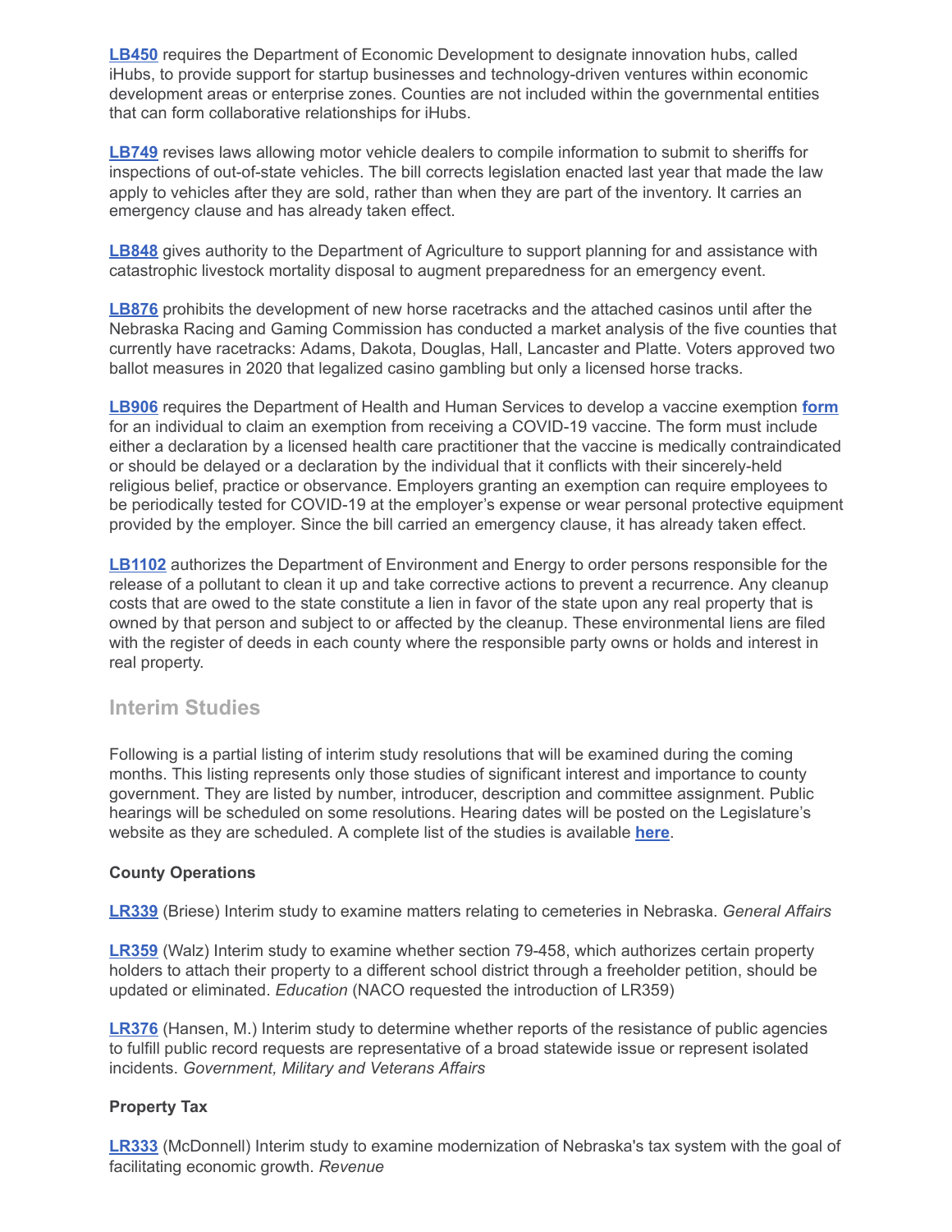**LB450** requires the Department of Economic Development to designate innovation hubs, called iHubs, to provide support for startup businesses and technology-driven ventures within economic development areas or enterprise zones. Counties are not included within the governmental entities that can form collaborative relationships for iHubs.

**LB749** revises laws allowing motor vehicle dealers to compile information to submit to sheriffs for inspections of out-of-state vehicles. The bill corrects legislation enacted last year that made the law apply to vehicles after they are sold, rather than when they are part of the inventory. It carries an emergency clause and has already taken effect.

**LB848** gives authority to the Department of Agriculture to support planning for and assistance with catastrophic livestock mortality disposal to augment preparedness for an emergency event.

**LB876** prohibits the development of new horse racetracks and the attached casinos until after the Nebraska Racing and Gaming Commission has conducted a market analysis of the five counties that currently have racetracks: Adams, Dakota, Douglas, Hall, Lancaster and Platte. Voters approved two ballot measures in 2020 that legalized casino gambling but only a licensed horse tracks.

**LB906** requires the Department of Health and Human Services to develop a vaccine exemption **form** for an individual to claim an exemption from receiving a COVID-19 vaccine. The form must include either a declaration by a licensed health care practitioner that the vaccine is medically contraindicated or should be delayed or a declaration by the individual that it conflicts with their sincerely-held religious belief, practice or observance. Employers granting an exemption can require employees to be periodically tested for COVID-19 at the employer's expense or wear personal protective equipment provided by the employer. Since the bill carried an emergency clause, it has already taken effect.

**LB1102** authorizes the Department of Environment and Energy to order persons responsible for the release of a pollutant to clean it up and take corrective actions to prevent a recurrence. Any cleanup costs that are owed to the state constitute a lien in favor of the state upon any real property that is owned by that person and subject to or affected by the cleanup. These environmental liens are filed with the register of deeds in each county where the responsible party owns or holds and interest in real property.

## Interim Studies

Following is a partial listing of interim study resolutions that will be examined during the coming months. This listing represents only those studies of significant interest and importance to county government. They are listed by number, introducer, description and committee assignment. Public hearings will be scheduled on some resolutions. Hearing dates will be posted on the Legislature's website as they are scheduled. A complete list of the studies is available **here**.

### County Operations

**LR339** (Briese) Interim study to examine matters relating to cemeteries in Nebraska. *General Affairs*

**LR359** (Walz) Interim study to examine whether section 79-458, which authorizes certain property holders to attach their property to a different school district through a freeholder petition, should be updated or eliminated. *Education* (NACO requested the introduction of LR359)

**LR376** (Hansen, M.) Interim study to determine whether reports of the resistance of public agencies to fulfill public record requests are representative of a broad statewide issue or represent isolated incidents. *Government, Military and Veterans Affairs*

### Property Tax

**LR333** (McDonnell) Interim study to examine modernization of Nebraska's tax system with the goal of facilitating economic growth. *Revenue*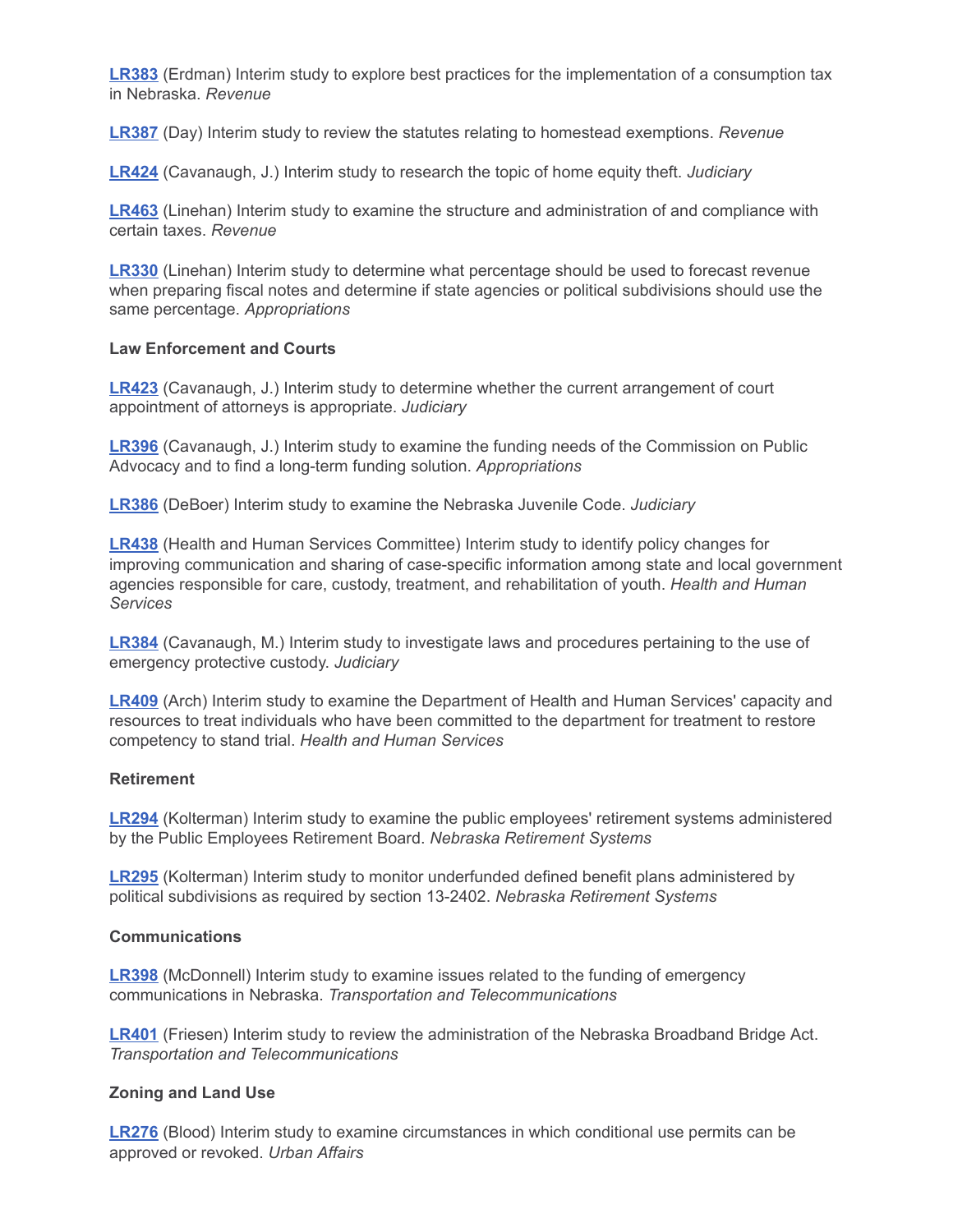**LR383** (Erdman) Interim study to explore best practices for the implementation of a consumption tax in Nebraska. *Revenue*

**LR387** (Day) Interim study to review the statutes relating to homestead exemptions. *Revenue*

**LR424** (Cavanaugh, J.) Interim study to research the topic of home equity theft. *Judiciary*

**LR463** (Linehan) Interim study to examine the structure and administration of and compliance with certain taxes. *Revenue*

**LR330** (Linehan) Interim study to determine what percentage should be used to forecast revenue when preparing fiscal notes and determine if state agencies or political subdivisions should use the same percentage. *Appropriations*

**Law Enforcement and Courts**

**LR423** (Cavanaugh, J.) Interim study to determine whether the current arrangement of court appointment of attorneys is appropriate. *Judiciary*

**LR396** (Cavanaugh, J.) Interim study to examine the funding needs of the Commission on Public Advocacy and to find a long-term funding solution. *Appropriations*

**LR386** (DeBoer) Interim study to examine the Nebraska Juvenile Code. *Judiciary*

**LR438** (Health and Human Services Committee) Interim study to identify policy changes for improving communication and sharing of case-specific information among state and local government agencies responsible for care, custody, treatment, and rehabilitation of youth. *Health and Human Services*

**LR384** (Cavanaugh, M.) Interim study to investigate laws and procedures pertaining to the use of emergency protective custody. *Judiciary*

**LR409** (Arch) Interim study to examine the Department of Health and Human Services' capacity and resources to treat individuals who have been committed to the department for treatment to restore competency to stand trial. *Health and Human Services*

**Retirement**

**LR294** (Kolterman) Interim study to examine the public employees' retirement systems administered by the Public Employees Retirement Board. *Nebraska Retirement Systems*

**LR295** (Kolterman) Interim study to monitor underfunded defined benefit plans administered by political subdivisions as required by section 13-2402. *Nebraska Retirement Systems*

**Communications**

**LR398** (McDonnell) Interim study to examine issues related to the funding of emergency communications in Nebraska. *Transportation and Telecommunications*

**LR401** (Friesen) Interim study to review the administration of the Nebraska Broadband Bridge Act. *Transportation and Telecommunications*

**Zoning and Land Use**

**LR276** (Blood) Interim study to examine circumstances in which conditional use permits can be approved or revoked. *Urban Affairs*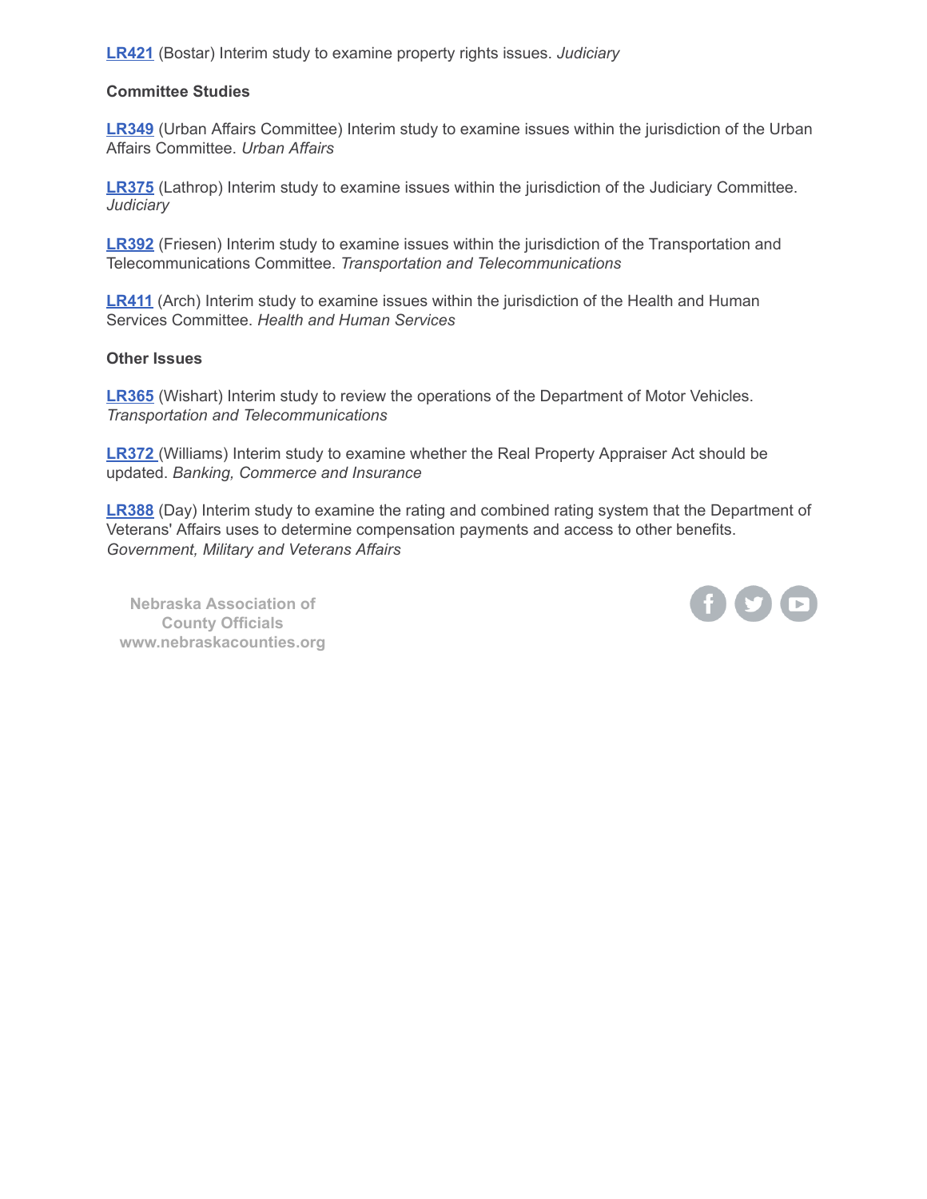**LR421** (Bostar) Interim study to examine property rights issues. *Judiciary*

**Committee Studies**

**LR349** (Urban Affairs Committee) Interim study to examine issues within the jurisdiction of the Urban Affairs Committee. *Urban Affairs*

**LR375** (Lathrop) Interim study to examine issues within the jurisdiction of the Judiciary Committee. *Judiciary*

**LR392** (Friesen) Interim study to examine issues within the jurisdiction of the Transportation and Telecommunications Committee. *Transportation and Telecommunications*

**LR411** (Arch) Interim study to examine issues within the jurisdiction of the Health and Human Services Committee. *Health and Human Services*

**Other Issues**

**LR365** (Wishart) Interim study to review the operations of the Department of Motor Vehicles. *Transportation and Telecommunications*

**LR372** (Williams) Interim study to examine whether the Real Property Appraiser Act should be updated. *Banking, Commerce and Insurance*

**LR388** (Day) Interim study to examine the rating and combined rating system that the Department of Veterans' Affairs uses to determine compensation payments and access to other benefits. *Government, Military and Veterans Affairs*

**Nebraska Association of County Officials**
**www.nebraskacounties.org**